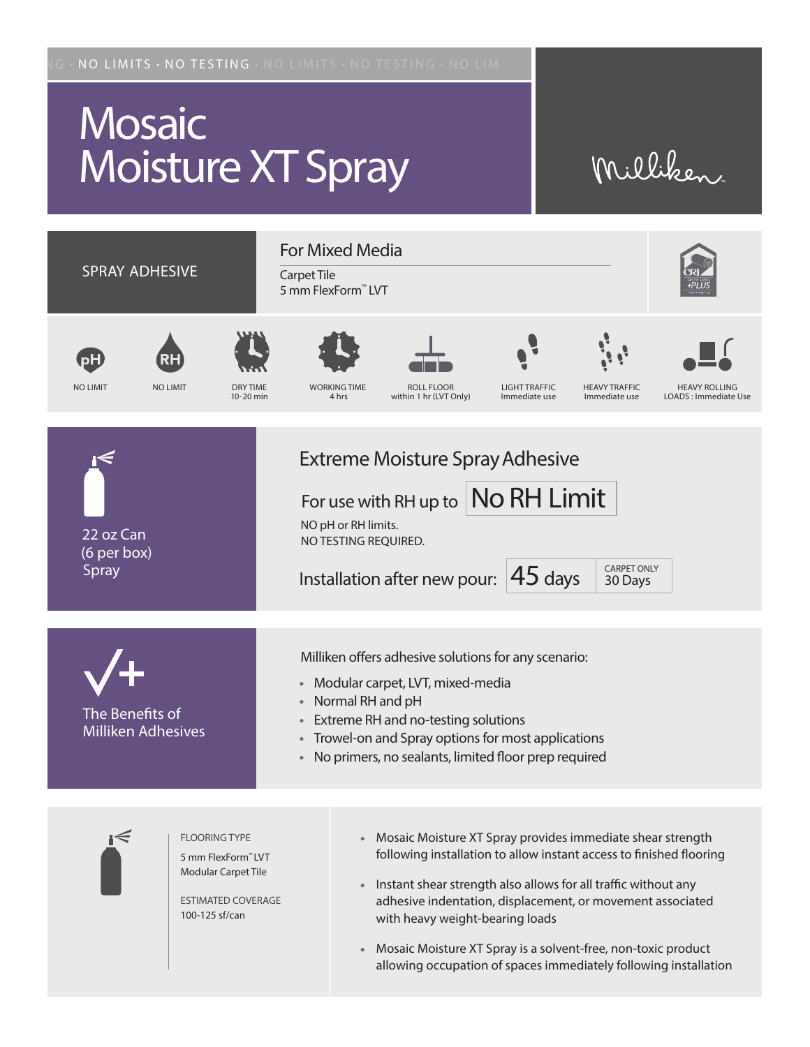NG · NO LIMITS · NO TESTING · NO LIMITS · NO TESTING · NO LIM

# Mosaic Moisture XT Spray

Milliken

## SPRAY ADHESIVE

### For Mixed Media

Carpet Tile
5 mm FlexForm™ LVT

| pH | RH | DRY TIME | WORKING TIME | ROLL FLOOR | LIGHT TRAFFIC | HEAVY TRAFFIC | HEAVY ROLLING LOADS |
|---|---|---|---|---|---|---|---|
| NO LIMIT | NO LIMIT | 10-20 min | 4 hrs | within 1 hr (LVT Only) | Immediate use | Immediate use | Immediate Use |

22 oz Can
(6 per box)
Spray

## Extreme Moisture Spray Adhesive

For use with RH up to **No RH Limit**

NO pH or RH limits.
NO TESTING REQUIRED.

Installation after new pour: **45 days** | CARPET ONLY 30 Days

## The Benefits of Milliken Adhesives

Milliken offers adhesive solutions for any scenario:

- Modular carpet, LVT, mixed-media
- Normal RH and pH
- Extreme RH and no-testing solutions
- Trowel-on and Spray options for most applications
- No primers, no sealants, limited floor prep required

FLOORING TYPE
5 mm FlexForm™ LVT
Modular Carpet Tile

ESTIMATED COVERAGE
100-125 sf/can

- Mosaic Moisture XT Spray provides immediate shear strength following installation to allow instant access to finished flooring
- Instant shear strength also allows for all traffic without any adhesive indentation, displacement, or movement associated with heavy weight-bearing loads
- Mosaic Moisture XT Spray is a solvent-free, non-toxic product allowing occupation of spaces immediately following installation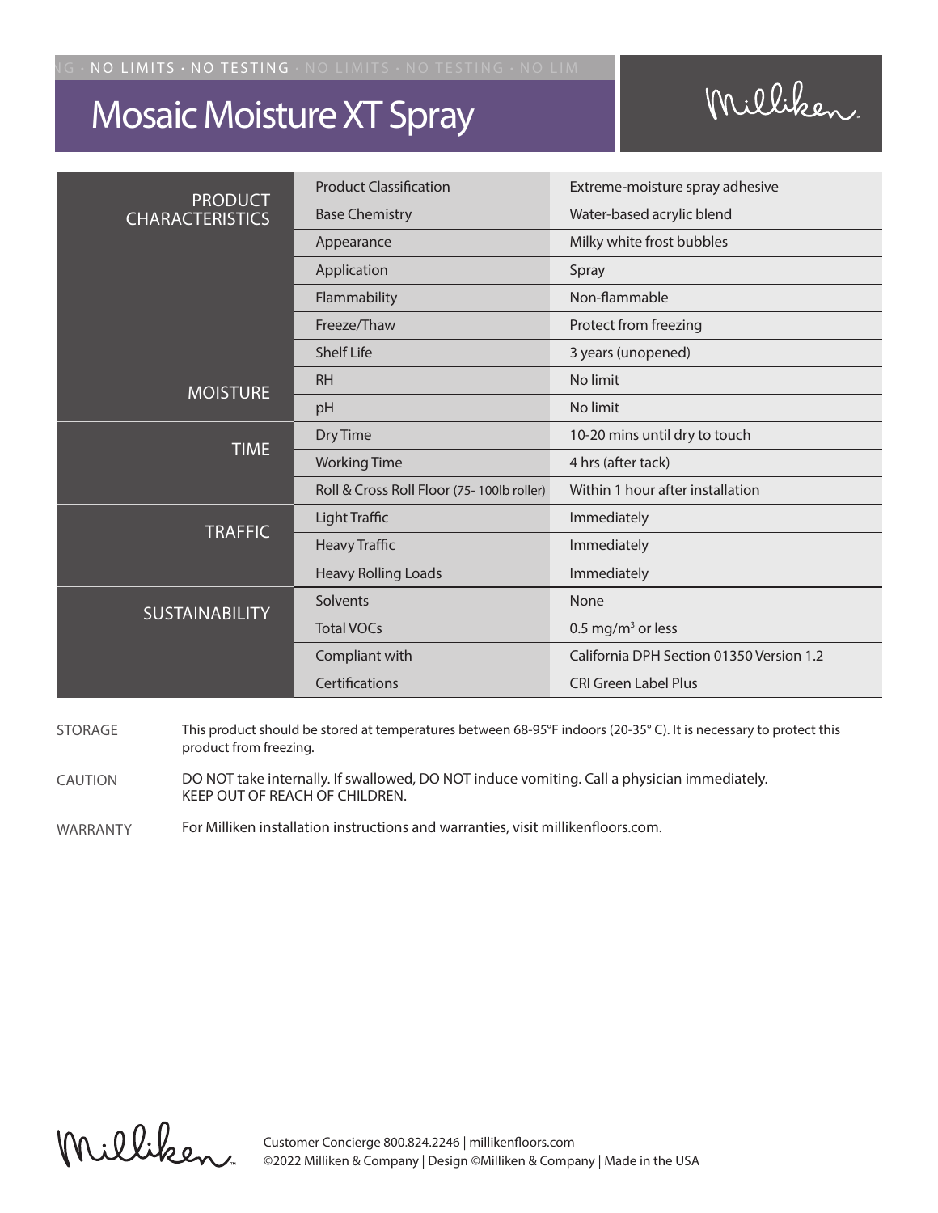NG · NO LIMITS · NO TESTING · NO LIMITS · NO TESTING · NO LIM

# Mosaic Moisture XT Spray

| | | |
|---|---|---|
| PRODUCT CHARACTERISTICS | Product Classification | Extreme-moisture spray adhesive |
| | Base Chemistry | Water-based acrylic blend |
| | Appearance | Milky white frost bubbles |
| | Application | Spray |
| | Flammability | Non-flammable |
| | Freeze/Thaw | Protect from freezing |
| | Shelf Life | 3 years (unopened) |
| MOISTURE | RH | No limit |
| | pH | No limit |
| TIME | Dry Time | 10-20 mins until dry to touch |
| | Working Time | 4 hrs (after tack) |
| | Roll & Cross Roll Floor (75- 100lb roller) | Within 1 hour after installation |
| TRAFFIC | Light Traffic | Immediately |
| | Heavy Traffic | Immediately |
| | Heavy Rolling Loads | Immediately |
| SUSTAINABILITY | Solvents | None |
| | Total VOCs | 0.5 mg/m³ or less |
| | Compliant with | California DPH Section 01350 Version 1.2 |
| | Certifications | CRI Green Label Plus |

STORAGE — This product should be stored at temperatures between 68-95°F indoors (20-35° C). It is necessary to protect this product from freezing.

CAUTION — DO NOT take internally. If swallowed, DO NOT induce vomiting. Call a physician immediately. KEEP OUT OF REACH OF CHILDREN.

WARRANTY — For Milliken installation instructions and warranties, visit millikenfloors.com.

Customer Concierge 800.824.2246 | millikenfloors.com
©2022 Milliken & Company | Design ©Milliken & Company | Made in the USA